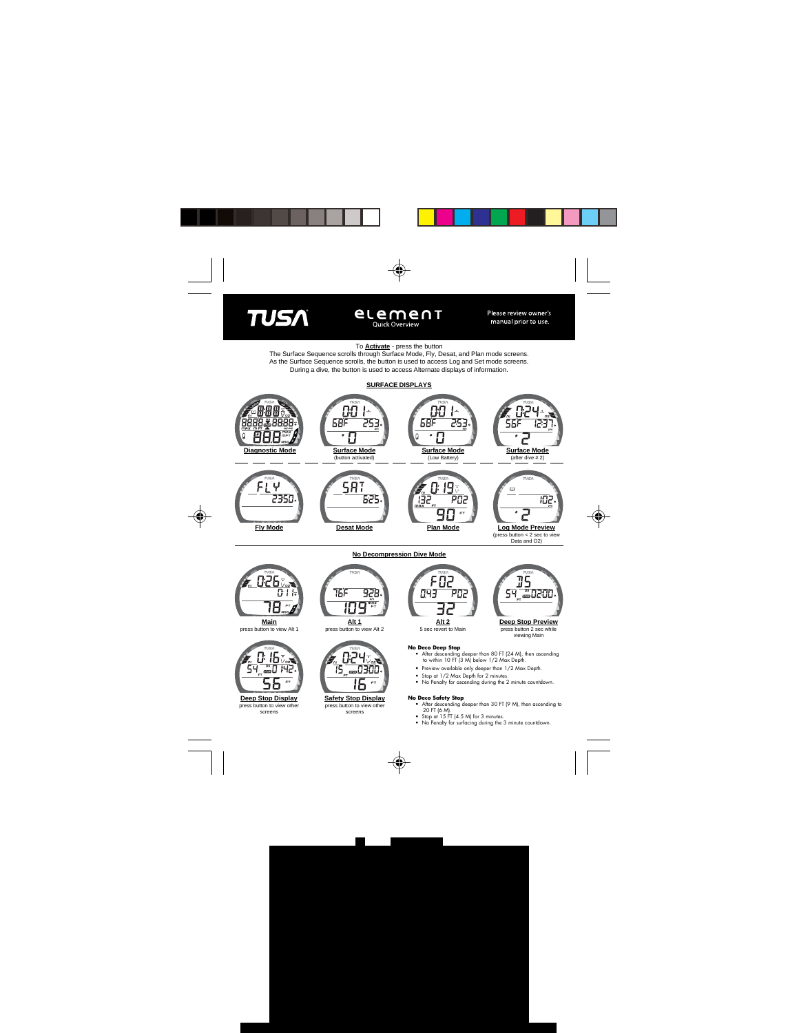**TUSA** **element** Quick Overview

Please review owner's manual prior to use.

To **Activate** - press the button
The Surface Sequence scrolls through Surface Mode, Fly, Desat, and Plan mode screens.
As the Surface Sequence scrolls, the button is used to access Log and Set mode screens.
During a dive, the button is used to access Alternate displays of information.

## SURFACE DISPLAYS

**Diagnostic Mode**

**Surface Mode**
(button activated)

**Surface Mode**
(Low Battery)

**Surface Mode**
(after dive # 2)

**Fly Mode**

**Desat Mode**

**Plan Mode**

**Log Mode Preview**
(press button < 2 sec to view Data and O2)

## No Decompression Dive Mode

**Main**
press button to view Alt 1

**Alt 1**
press button to view Alt 2

**Alt 2**
5 sec revert to Main

**Deep Stop Preview**
press button 2 sec while viewing Main

**Deep Stop Display**
press button to view other screens

**Safety Stop Display**
press button to view other screens

**No Deco Deep Stop**

- After descending deeper than 80 FT (24 M), then ascending to within 10 FT (3 M) below 1/2 Max Depth.
- Preview available only deeper than 1/2 Max Depth.
- Stop at 1/2 Max Depth for 2 minutes.
- No Penalty for ascending during the 2 minute countdown.

**No Deco Safety Stop**

- After descending deeper than 30 FT (9 M), then ascending to 20 FT (6 M).
- Stop at 15 FT (4.5 M) for 3 minutes.
- No Penalty for surfacing during the 3 minute countdown.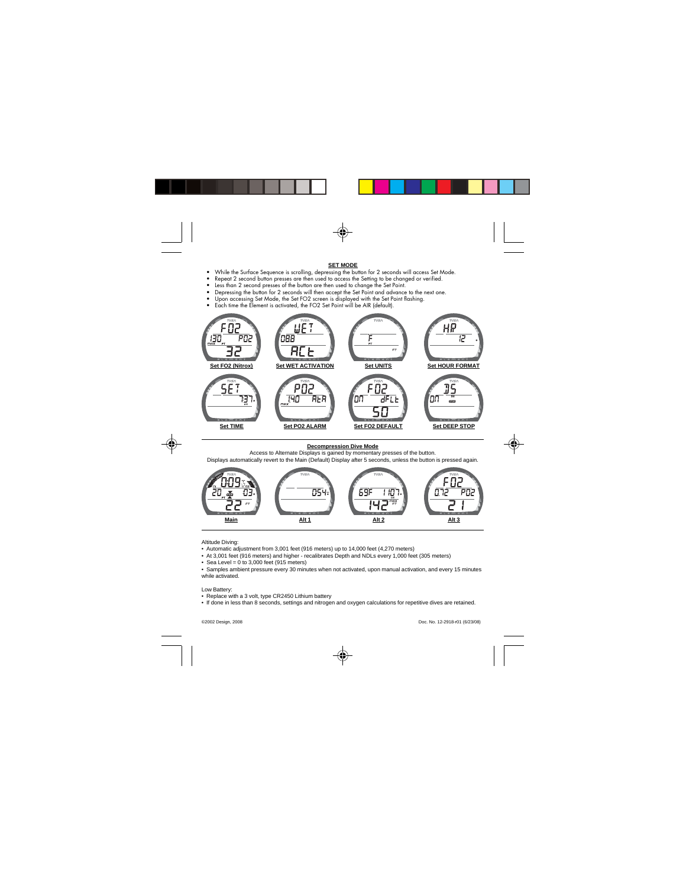## SET MODE

- While the Surface Sequence is scrolling, depressing the button for 2 seconds will access Set Mode.
- Repeat 2 second button presses are then used to access the Setting to be changed or verified.
- Less than 2 second presses of the button are then used to change the Set Point.
- Depressing the button for 2 seconds will then accept the Set Point and advance to the next one.
- Upon accessing Set Mode, the Set FO2 screen is displayed with the Set Point flashing.
- Each time the Element is activated, the FO2 Set Point will be AIR (default).

**Set FO2 (Nitrox)**

**Set WET ACTIVATION**

**Set UNITS**

**Set HOUR FORMAT**

**Set TIME**

**Set PO2 ALARM**

**Set FO2 DEFAULT**

**Set DEEP STOP**

## Decompression Dive Mode

Access to Alternate Displays is gained by momentary presses of the button.

Displays automatically revert to the Main (Default) Display after 5 seconds, unless the button is pressed again.

**Main**

**Alt 1**

**Alt 2**

**Alt 3**

Altitude Diving:

- Automatic adjustment from 3,001 feet (916 meters) up to 14,000 feet (4,270 meters)
- At 3,001 feet (916 meters) and higher - recalibrates Depth and NDLs every 1,000 feet (305 meters)
- Sea Level = 0 to 3,000 feet (915 meters)
- Samples ambient pressure every 30 minutes when not activated, upon manual activation, and every 15 minutes while activated.

Low Battery:

- Replace with a 3 volt, type CR2450 Lithium battery
- If done in less than 8 seconds, settings and nitrogen and oxygen calculations for repetitive dives are retained.

©2002 Design, 2008

Doc. No. 12-2918-r01 (6/23/08)